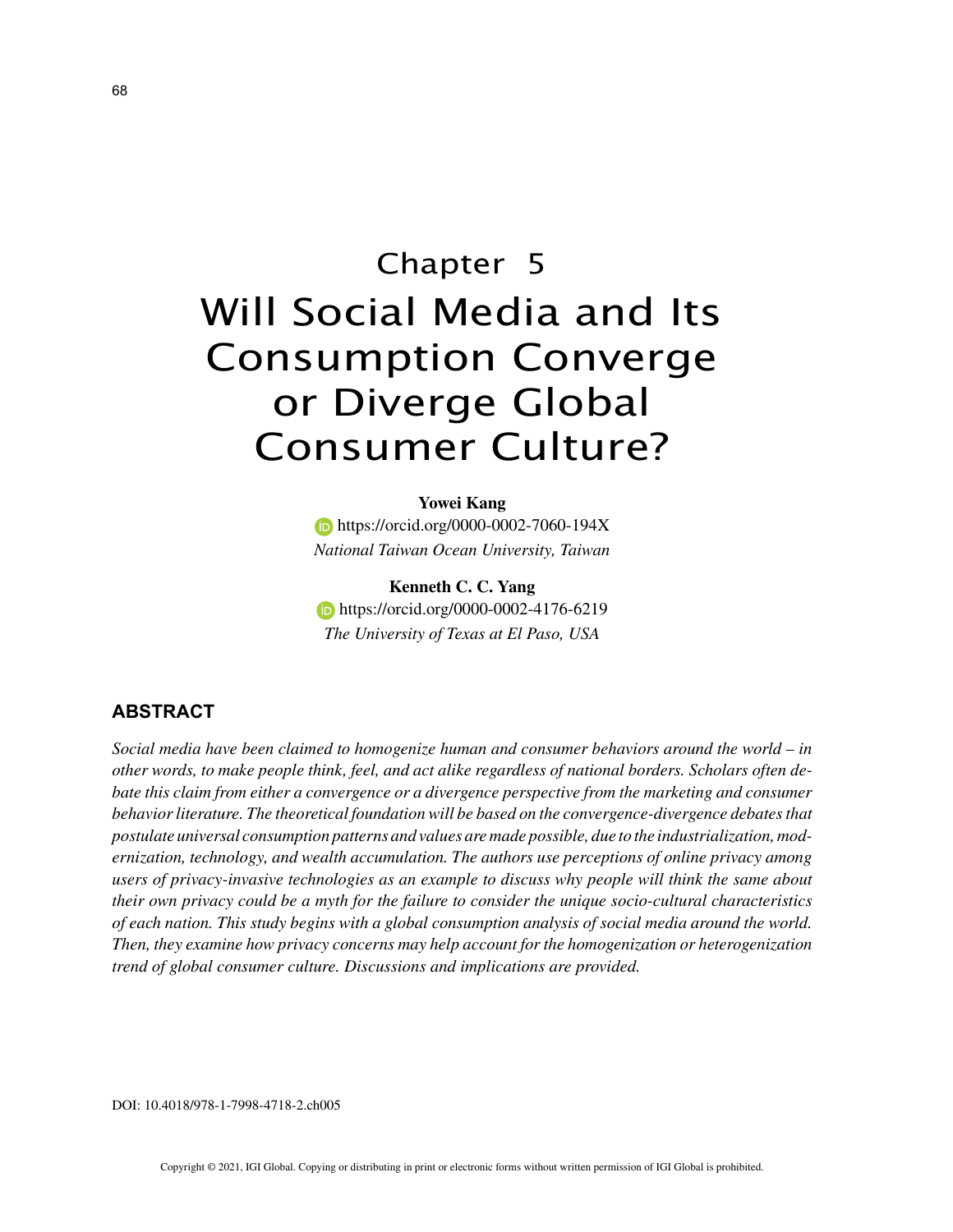# Chapter 5
# Will Social Media and Its Consumption Converge or Diverge Global Consumer Culture?

**Yowei Kang**
https://orcid.org/0000-0002-7060-194X
*National Taiwan Ocean University, Taiwan*

**Kenneth C. C. Yang**
https://orcid.org/0000-0002-4176-6219
*The University of Texas at El Paso, USA*

## ABSTRACT

*Social media have been claimed to homogenize human and consumer behaviors around the world – in other words, to make people think, feel, and act alike regardless of national borders. Scholars often debate this claim from either a convergence or a divergence perspective from the marketing and consumer behavior literature. The theoretical foundation will be based on the convergence-divergence debates that postulate universal consumption patterns and values are made possible, due to the industrialization, modernization, technology, and wealth accumulation. The authors use perceptions of online privacy among users of privacy-invasive technologies as an example to discuss why people will think the same about their own privacy could be a myth for the failure to consider the unique socio-cultural characteristics of each nation. This study begins with a global consumption analysis of social media around the world. Then, they examine how privacy concerns may help account for the homogenization or heterogenization trend of global consumer culture. Discussions and implications are provided.*

DOI: 10.4018/978-1-7998-4718-2.ch005

Copyright © 2021, IGI Global. Copying or distributing in print or electronic forms without written permission of IGI Global is prohibited.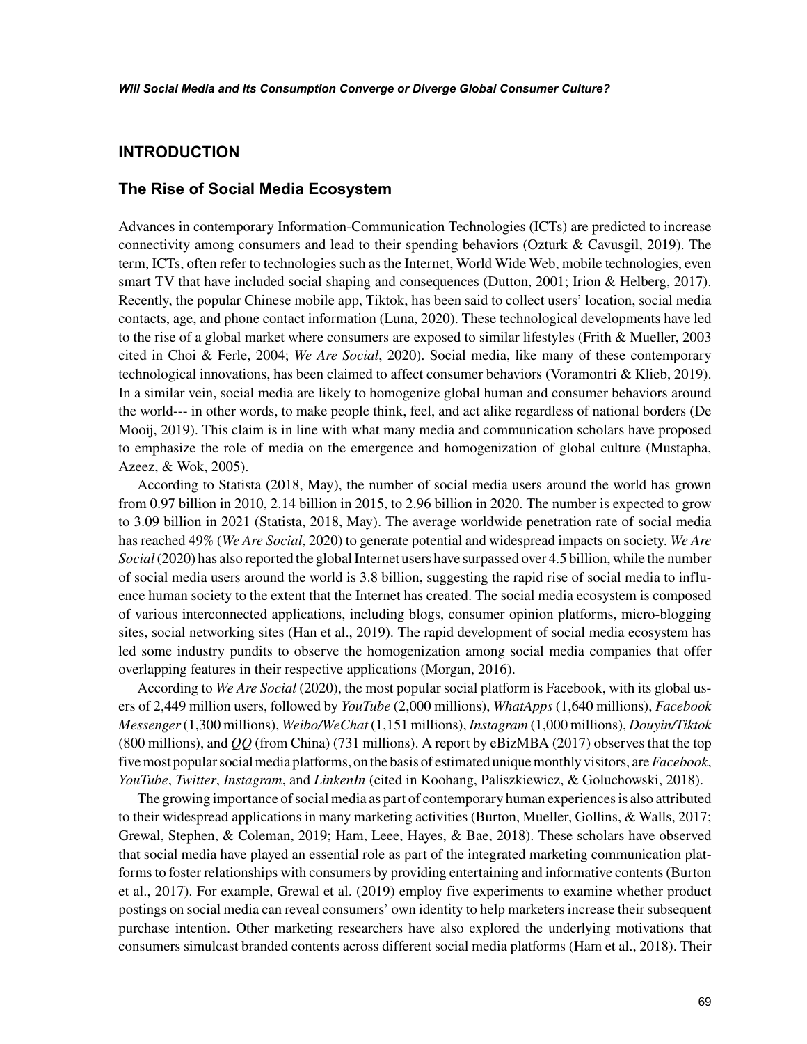## INTRODUCTION

### The Rise of Social Media Ecosystem

Advances in contemporary Information-Communication Technologies (ICTs) are predicted to increase connectivity among consumers and lead to their spending behaviors (Ozturk & Cavusgil, 2019). The term, ICTs, often refer to technologies such as the Internet, World Wide Web, mobile technologies, even smart TV that have included social shaping and consequences (Dutton, 2001; Irion & Helberg, 2017). Recently, the popular Chinese mobile app, Tiktok, has been said to collect users' location, social media contacts, age, and phone contact information (Luna, 2020). These technological developments have led to the rise of a global market where consumers are exposed to similar lifestyles (Frith & Mueller, 2003 cited in Choi & Ferle, 2004; *We Are Social*, 2020). Social media, like many of these contemporary technological innovations, has been claimed to affect consumer behaviors (Voramontri & Klieb, 2019). In a similar vein, social media are likely to homogenize global human and consumer behaviors around the world--- in other words, to make people think, feel, and act alike regardless of national borders (De Mooij, 2019). This claim is in line with what many media and communication scholars have proposed to emphasize the role of media on the emergence and homogenization of global culture (Mustapha, Azeez, & Wok, 2005).

According to Statista (2018, May), the number of social media users around the world has grown from 0.97 billion in 2010, 2.14 billion in 2015, to 2.96 billion in 2020. The number is expected to grow to 3.09 billion in 2021 (Statista, 2018, May). The average worldwide penetration rate of social media has reached 49% (*We Are Social*, 2020) to generate potential and widespread impacts on society. *We Are Social* (2020) has also reported the global Internet users have surpassed over 4.5 billion, while the number of social media users around the world is 3.8 billion, suggesting the rapid rise of social media to influence human society to the extent that the Internet has created. The social media ecosystem is composed of various interconnected applications, including blogs, consumer opinion platforms, micro-blogging sites, social networking sites (Han et al., 2019). The rapid development of social media ecosystem has led some industry pundits to observe the homogenization among social media companies that offer overlapping features in their respective applications (Morgan, 2016).

According to *We Are Social* (2020), the most popular social platform is Facebook, with its global users of 2,449 million users, followed by *YouTube* (2,000 millions), *WhatApps* (1,640 millions), *Facebook Messenger* (1,300 millions), *Weibo/WeChat* (1,151 millions), *Instagram* (1,000 millions), *Douyin/Tiktok* (800 millions), and *QQ* (from China) (731 millions). A report by eBizMBA (2017) observes that the top five most popular social media platforms, on the basis of estimated unique monthly visitors, are *Facebook*, *YouTube*, *Twitter*, *Instagram*, and *LinkenIn* (cited in Koohang, Paliszkiewicz, & Goluchowski, 2018).

The growing importance of social media as part of contemporary human experiences is also attributed to their widespread applications in many marketing activities (Burton, Mueller, Gollins, & Walls, 2017; Grewal, Stephen, & Coleman, 2019; Ham, Leee, Hayes, & Bae, 2018). These scholars have observed that social media have played an essential role as part of the integrated marketing communication platforms to foster relationships with consumers by providing entertaining and informative contents (Burton et al., 2017). For example, Grewal et al. (2019) employ five experiments to examine whether product postings on social media can reveal consumers' own identity to help marketers increase their subsequent purchase intention. Other marketing researchers have also explored the underlying motivations that consumers simulcast branded contents across different social media platforms (Ham et al., 2018). Their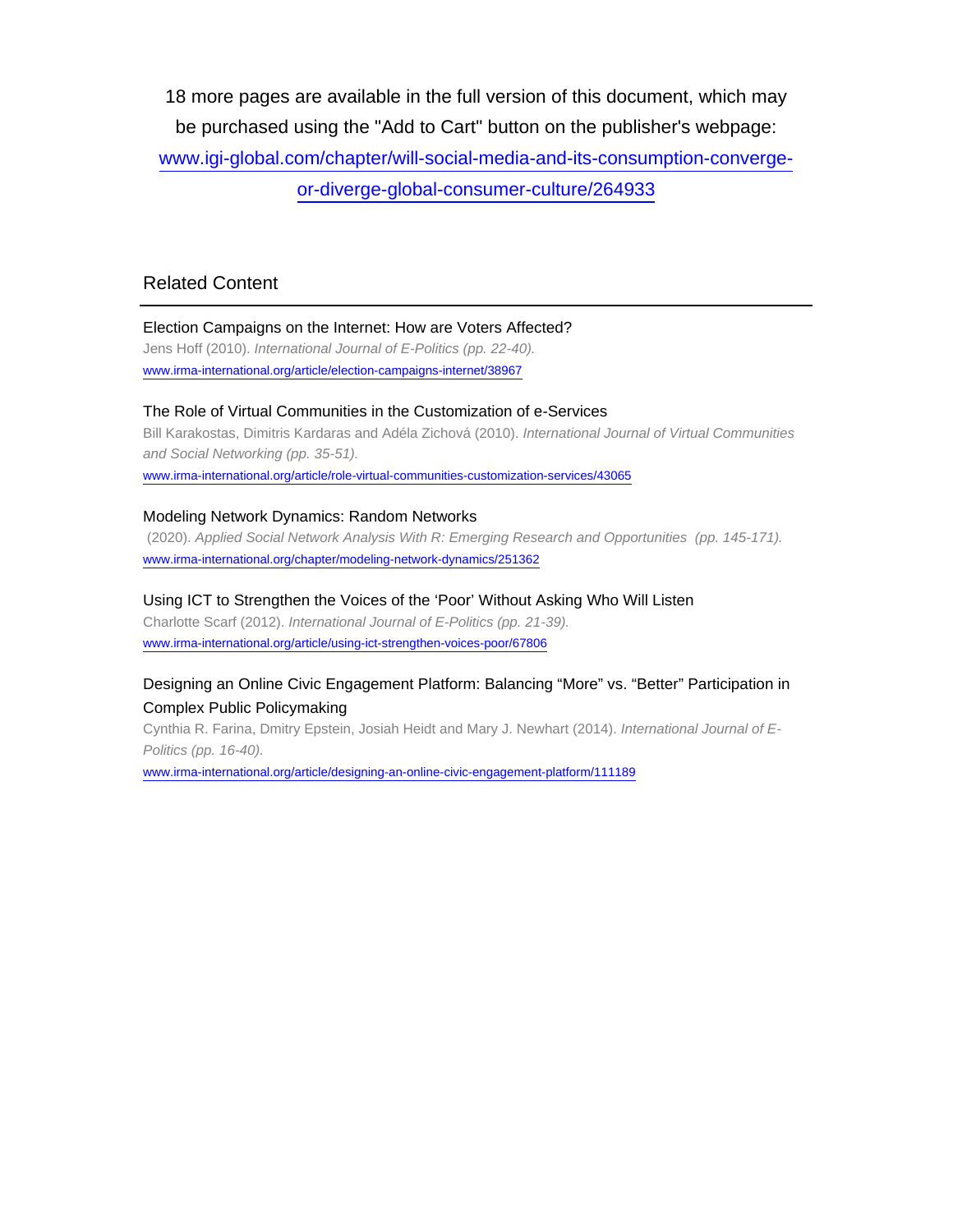18 more pages are available in the full version of this document, which may be purchased using the "Add to Cart" button on the publisher's webpage: [www.igi-global.com/chapter/will-social-media-and-its-consumption-converge-or-diverge-global-consumer-culture/264933](www.igi-global.com/chapter/will-social-media-and-its-consumption-converge-or-diverge-global-consumer-culture/264933)

## Related Content

Election Campaigns on the Internet: How are Voters Affected?
Jens Hoff (2010). *International Journal of E-Politics (pp. 22-40).*
[www.irma-international.org/article/election-campaigns-internet/38967](www.irma-international.org/article/election-campaigns-internet/38967)

The Role of Virtual Communities in the Customization of e-Services
Bill Karakostas, Dimitris Kardaras and Adéla Zichová (2010). *International Journal of Virtual Communities and Social Networking (pp. 35-51).*
[www.irma-international.org/article/role-virtual-communities-customization-services/43065](www.irma-international.org/article/role-virtual-communities-customization-services/43065)

Modeling Network Dynamics: Random Networks
(2020). *Applied Social Network Analysis With R: Emerging Research and Opportunities (pp. 145-171).*
[www.irma-international.org/chapter/modeling-network-dynamics/251362](www.irma-international.org/chapter/modeling-network-dynamics/251362)

Using ICT to Strengthen the Voices of the ‘Poor’ Without Asking Who Will Listen
Charlotte Scarf (2012). *International Journal of E-Politics (pp. 21-39).*
[www.irma-international.org/article/using-ict-strengthen-voices-poor/67806](www.irma-international.org/article/using-ict-strengthen-voices-poor/67806)

Designing an Online Civic Engagement Platform: Balancing “More” vs. “Better” Participation in Complex Public Policymaking
Cynthia R. Farina, Dmitry Epstein, Josiah Heidt and Mary J. Newhart (2014). *International Journal of E-Politics (pp. 16-40).*
[www.irma-international.org/article/designing-an-online-civic-engagement-platform/111189](www.irma-international.org/article/designing-an-online-civic-engagement-platform/111189)